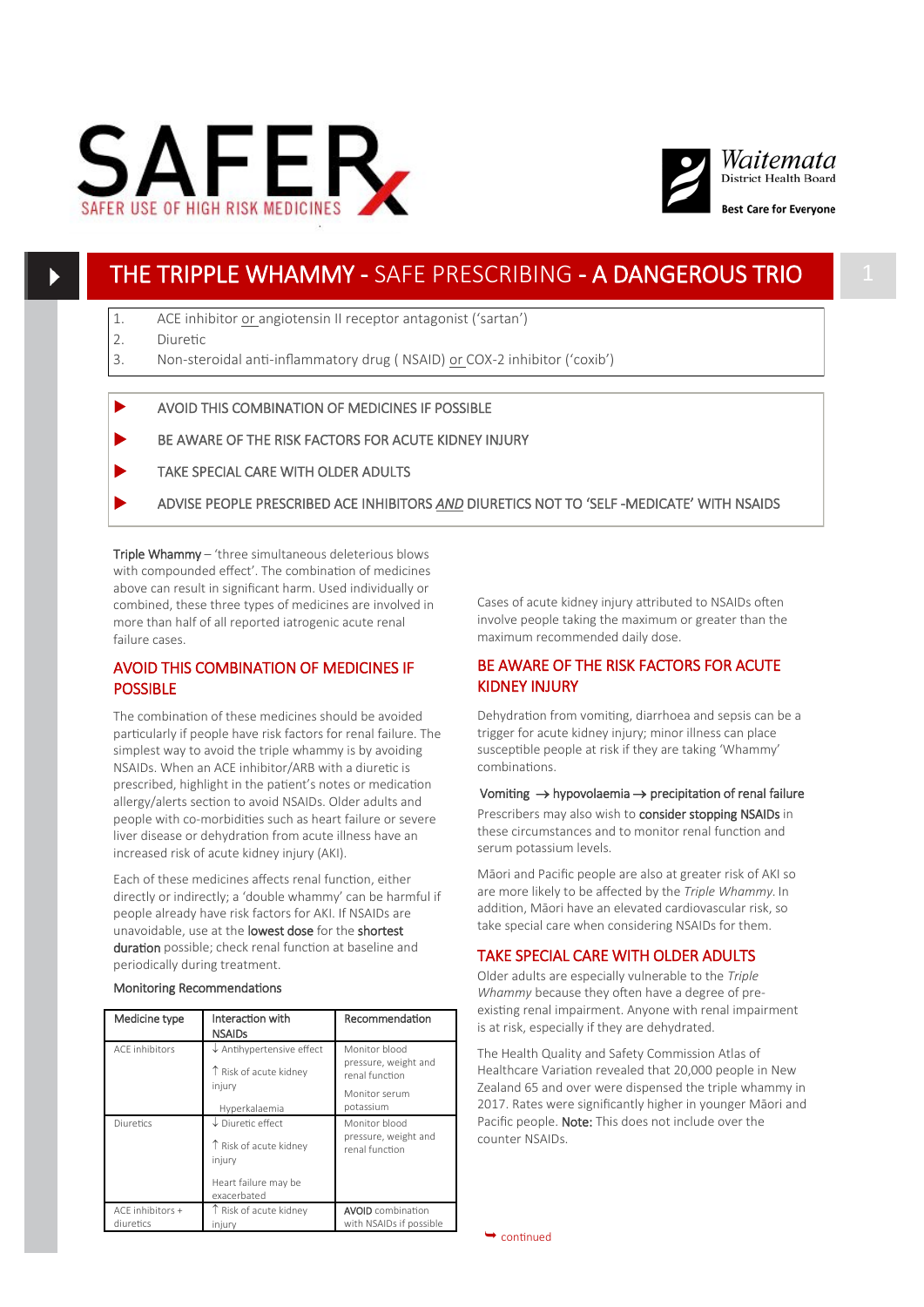SAFER

SAFER USE OF HIGH RISK MEDICINES

Waitemata District Health Board

Best Care for Everyone

# THE TRIPPLE WHAMMY - SAFE PRESCRIBING - A DANGEROUS TRIO

1. ACE inhibitor or angiotensin II receptor antagonist ('sartan')
2. Diuretic
3. Non-steroidal anti-inflammatory drug ( NSAID) or COX-2 inhibitor ('coxib')

- AVOID THIS COMBINATION OF MEDICINES IF POSSIBLE
- BE AWARE OF THE RISK FACTORS FOR ACUTE KIDNEY INJURY
- TAKE SPECIAL CARE WITH OLDER ADULTS
- ADVISE PEOPLE PRESCRIBED ACE INHIBITORS *AND* DIURETICS NOT TO 'SELF -MEDICATE' WITH NSAIDS

**Triple Whammy** – 'three simultaneous deleterious blows with compounded effect'. The combination of medicines above can result in significant harm. Used individually or combined, these three types of medicines are involved in more than half of all reported iatrogenic acute renal failure cases.

## AVOID THIS COMBINATION OF MEDICINES IF POSSIBLE

The combination of these medicines should be avoided particularly if people have risk factors for renal failure. The simplest way to avoid the triple whammy is by avoiding NSAIDs. When an ACE inhibitor/ARB with a diuretic is prescribed, highlight in the patient's notes or medication allergy/alerts section to avoid NSAIDs. Older adults and people with co-morbidities such as heart failure or severe liver disease or dehydration from acute illness have an increased risk of acute kidney injury (AKI).

Each of these medicines affects renal function, either directly or indirectly; a 'double whammy' can be harmful if people already have risk factors for AKI. If NSAIDs are unavoidable, use at the **lowest dose** for the **shortest duration** possible; check renal function at baseline and periodically during treatment.

Monitoring Recommendations

| Medicine type | Interaction with NSAIDs | Recommendation |
|---|---|---|
| ACE inhibitors | ↓ Antihypertensive effect<br>↑ Risk of acute kidney injury<br>Hyperkalaemia | Monitor blood pressure, weight and renal function<br>Monitor serum potassium |
| Diuretics | ↓ Diuretic effect<br>↑ Risk of acute kidney injury<br>Heart failure may be exacerbated | Monitor blood pressure, weight and renal function |
| ACE inhibitors + diuretics | ↑ Risk of acute kidney injury | **AVOID** combination with NSAIDs if possible |

Cases of acute kidney injury attributed to NSAIDs often involve people taking the maximum or greater than the maximum recommended daily dose.

## BE AWARE OF THE RISK FACTORS FOR ACUTE KIDNEY INJURY

Dehydration from vomiting, diarrhoea and sepsis can be a trigger for acute kidney injury; minor illness can place susceptible people at risk if they are taking 'Whammy' combinations.

**Vomiting → hypovolaemia → precipitation of renal failure**

Prescribers may also wish to **consider stopping NSAIDs** in these circumstances and to monitor renal function and serum potassium levels.

Māori and Pacific people are also at greater risk of AKI so are more likely to be affected by the *Triple Whammy*. In addition, Māori have an elevated cardiovascular risk, so take special care when considering NSAIDs for them.

## TAKE SPECIAL CARE WITH OLDER ADULTS

Older adults are especially vulnerable to the *Triple Whammy* because they often have a degree of pre-existing renal impairment. Anyone with renal impairment is at risk, especially if they are dehydrated.

The Health Quality and Safety Commission Atlas of Healthcare Variation revealed that 20,000 people in New Zealand 65 and over were dispensed the triple whammy in 2017. Rates were significantly higher in younger Māori and Pacific people. **Note:** This does not include over the counter NSAIDs.

continued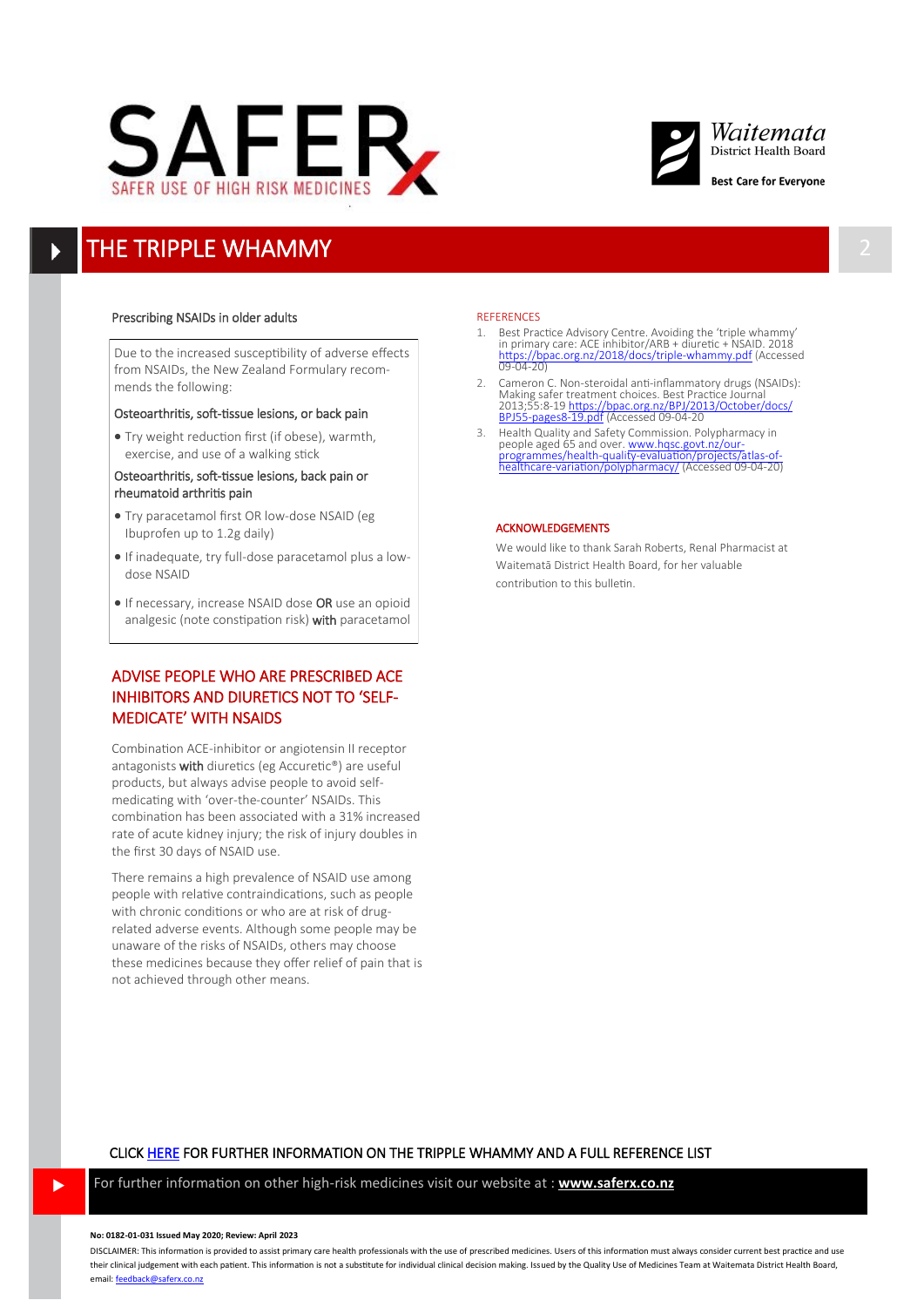# THE TRIPPLE WHAMMY

Prescribing NSAIDs in older adults

Due to the increased susceptibility of adverse effects from NSAIDs, the New Zealand Formulary recommends the following:

Osteoarthritis, soft-tissue lesions, or back pain

- Try weight reduction first (if obese), warmth, exercise, and use of a walking stick

Osteoarthritis, soft-tissue lesions, back pain or rheumatoid arthritis pain

- Try paracetamol first OR low-dose NSAID (eg Ibuprofen up to 1.2g daily)
- If inadequate, try full-dose paracetamol plus a low-dose NSAID
- If necessary, increase NSAID dose **OR** use an opioid analgesic (note constipation risk) **with** paracetamol

## ADVISE PEOPLE WHO ARE PRESCRIBED ACE INHIBITORS AND DIURETICS NOT TO 'SELF-MEDICATE' WITH NSAIDS

Combination ACE-inhibitor or angiotensin II receptor antagonists **with** diuretics (eg Accuretic®) are useful products, but always advise people to avoid self-medicating with 'over-the-counter' NSAIDs. This combination has been associated with a 31% increased rate of acute kidney injury; the risk of injury doubles in the first 30 days of NSAID use.

There remains a high prevalence of NSAID use among people with relative contraindications, such as people with chronic conditions or who are at risk of drug-related adverse events. Although some people may be unaware of the risks of NSAIDs, others may choose these medicines because they offer relief of pain that is not achieved through other means.

## REFERENCES

1. Best Practice Advisory Centre. Avoiding the 'triple whammy' in primary care: ACE inhibitor/ARB + diuretic + NSAID. 2018 https://bpac.org.nz/2018/docs/triple-whammy.pdf (Accessed 09-04-20)
2. Cameron C. Non-steroidal anti-inflammatory drugs (NSAIDs): Making safer treatment choices. Best Practice Journal 2013;55:8-19 https://bpac.org.nz/BPJ/2013/October/docs/BPJ55-pages8-19.pdf (Accessed 09-04-20
3. Health Quality and Safety Commission. Polypharmacy in people aged 65 and over. www.hqsc.govt.nz/our-programmes/health-quality-evaluation/projects/atlas-of-healthcare-variation/polypharmacy/ (Accessed 09-04-20)

## ACKNOWLEDGEMENTS

We would like to thank Sarah Roberts, Renal Pharmacist at Waitematā District Health Board, for her valuable contribution to this bulletin.

CLICK HERE FOR FURTHER INFORMATION ON THE TRIPPLE WHAMMY AND A FULL REFERENCE LIST

For further information on other high-risk medicines visit our website at : **www.saferx.co.nz**

**No: 0182-01-031 Issued May 2020; Review: April 2023**

DISCLAIMER: This information is provided to assist primary care health professionals with the use of prescribed medicines. Users of this information must always consider current best practice and use their clinical judgement with each patient. This information is not a substitute for individual clinical decision making. Issued by the Quality Use of Medicines Team at Waitemata District Health Board, email: feedback@saferx.co.nz